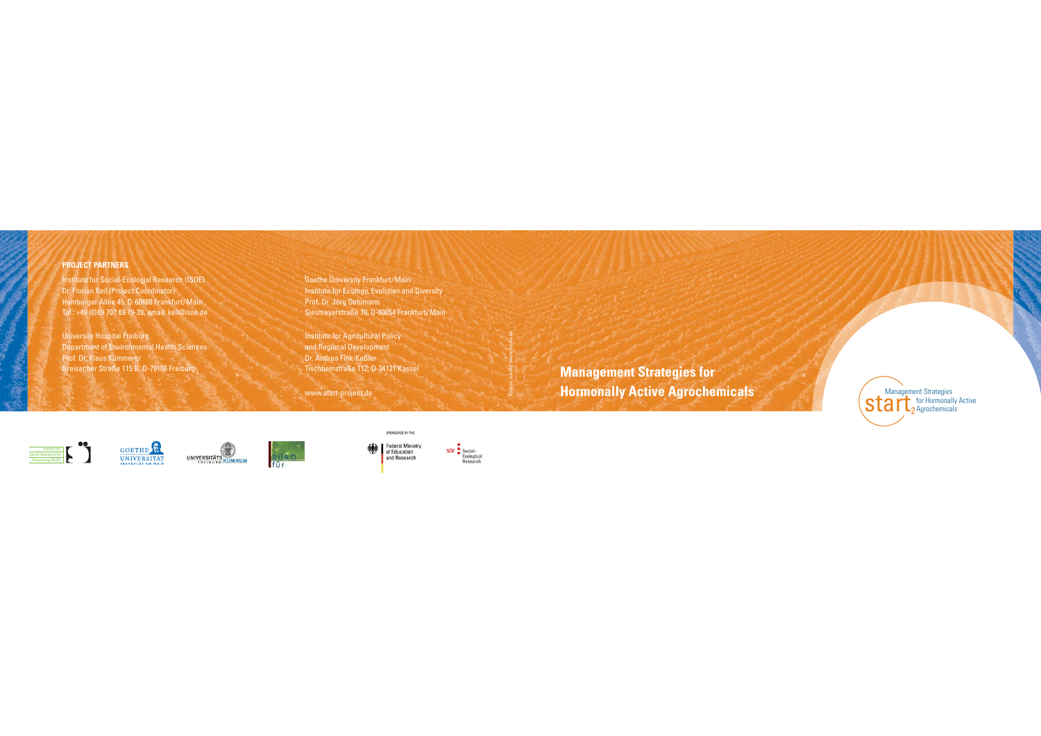**PROJECT PARTNERS**

Institute for Social-Ecological Research (ISOE)
Dr. Florian Keil (Project Coordinator)
Hamburger Allee 45, D-60486 Frankfurt/Main
Tel.: +49 (0)69 707 69 19-39, email: keil@isoe.de

University Hospital Freiburg
Department of Environmental Health Sciences
Prof. Dr. Klaus Kümmerer
Breisacher Straße 115 B, D-79106 Freiburg

Goethe University Frankfurt/Main
Institute for Ecology, Evolution and Diversity
Prof. Dr. Jörg Oehlmann
Siesmayerstraße 70, D-60054 Frankfurt/Main

Institute for Agricultural Policy
and Regional Development
Dr. Andrea Fink-Keßler
Tischbeinstraße 112, D-34121 Kassel

www.start-project.de

Picture credits: www.fotolia.de

# Management Strategies for Hormonally Active Agrochemicals

start$_2$ Management Strategies for Hormonally Active Agrochemicals

SPONSORED BY THE

Federal Ministry of Education and Research

SÖF Social-Ecological Research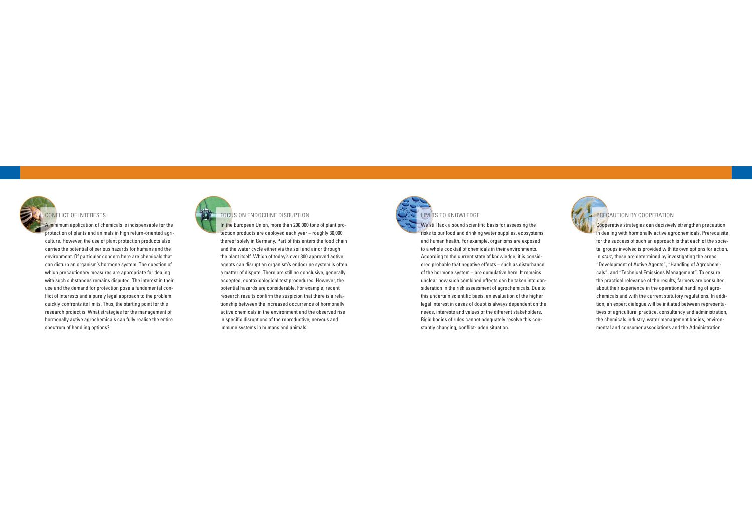## CONFLICT OF INTERESTS

A minimum application of chemicals is indispensable for the protection of plants and animals in high return-oriented agriculture. However, the use of plant protection products also carries the potential of serious hazards for humans and the environment. Of particular concern here are chemicals that can disturb an organism's hormone system. The question of which precautionary measures are appropriate for dealing with such substances remains disputed. The interest in their use and the demand for protection pose a fundamental conflict of interests and a purely legal approach to the problem quickly confronts its limits. Thus, the starting point for this research project is: What strategies for the management of hormonally active agrochemicals can fully realise the entire spectrum of handling options?

## FOCUS ON ENDOCRINE DISRUPTION

In the European Union, more than 200,000 tons of plant protection products are deployed each year – roughly 30,000 thereof solely in Germany. Part of this enters the food chain and the water cycle either via the soil and air or through the plant itself. Which of today's over 300 approved active agents can disrupt an organism's endocrine system is often a matter of dispute. There are still no conclusive, generally accepted, ecotoxicological test procedures. However, the potential hazards are considerable. For example, recent research results confirm the suspicion that there is a relationship between the increased occurrence of hormonally active chemicals in the environment and the observed rise in specific disruptions of the reproductive, nervous and immune systems in humans and animals.

## LIMITS TO KNOWLEDGE

We still lack a sound scientific basis for assessing the risks to our food and drinking water supplies, ecosystems and human health. For example, organisms are exposed to a whole cocktail of chemicals in their environments. According to the current state of knowledge, it is considered probable that negative effects – such as disturbance of the hormone system – are cumulative here. It remains unclear how such combined effects can be taken into consideration in the risk assessment of agrochemicals. Due to this uncertain scientific basis, an evaluation of the higher legal interest in cases of doubt is always dependent on the needs, interests and values of the different stakeholders. Rigid bodies of rules cannot adequately resolve this constantly changing, conflict-laden situation.

## PRECAUTION BY COOPERATION

Cooperative strategies can decisively strengthen precaution in dealing with hormonally active agrochemicals. Prerequisite for the success of such an approach is that each of the societal groups involved is provided with its own options for action. In *start*$_2$ these are determined by investigating the areas "Development of Active Agents", "Handling of Agrochemicals", and "Technical Emissions Management". To ensure the practical relevance of the results, farmers are consulted about their experience in the operational handling of agrochemicals and with the current statutory regulations. In addition, an expert dialogue will be initiated between representatives of agricultural practice, consultancy and administration, the chemicals industry, water management bodies, environmental and consumer associations and the Administration.